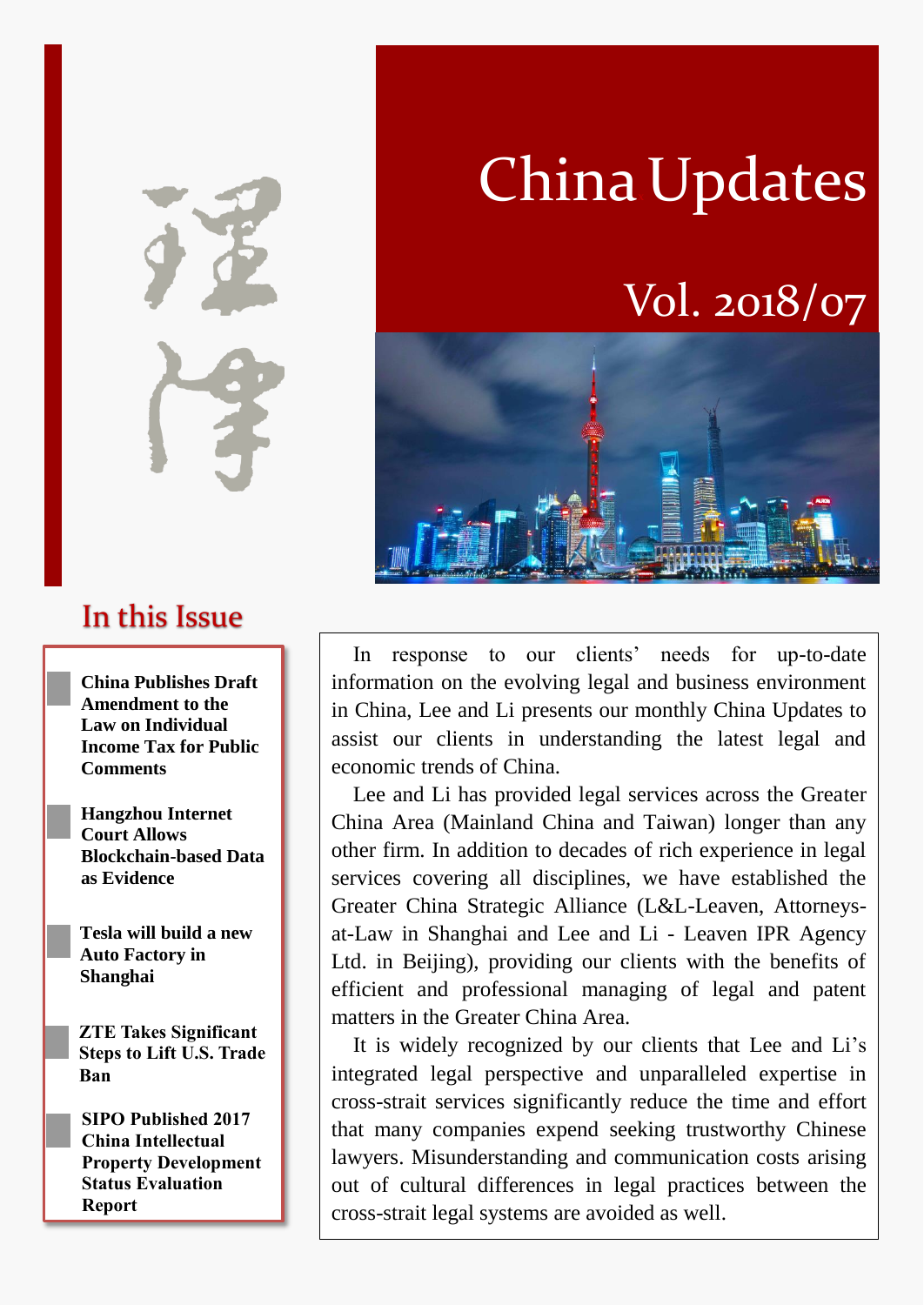# China Updates

## Vol. 2018/07

## In this Issue

- **China Publishes Draft Amendment to the Law on Individual Income Tax for Public Comments**
- **Hangzhou Internet Court Allows Blockchain-based Data as Evidence**
- **Tesla will build a new Auto Factory in Shanghai**
- **ZTE Takes Significant Steps to Lift U.S. Trade Ban**
- **SIPO Published 2017 China Intellectual Property Development Status Evaluation Report**

In response to our clients' needs for up-to-date information on the evolving legal and business environment in China, Lee and Li presents our monthly China Updates to assist our clients in understanding the latest legal and economic trends of China.

Lee and Li has provided legal services across the Greater China Area (Mainland China and Taiwan) longer than any other firm. In addition to decades of rich experience in legal services covering all disciplines, we have established the Greater China Strategic Alliance (L&L-Leaven, Attorneys-at-Law in Shanghai and Lee and Li - Leaven IPR Agency Ltd. in Beijing), providing our clients with the benefits of efficient and professional managing of legal and patent matters in the Greater China Area.

It is widely recognized by our clients that Lee and Li's integrated legal perspective and unparalleled expertise in cross-strait services significantly reduce the time and effort that many companies expend seeking trustworthy Chinese lawyers. Misunderstanding and communication costs arising out of cultural differences in legal practices between the cross-strait legal systems are avoided as well.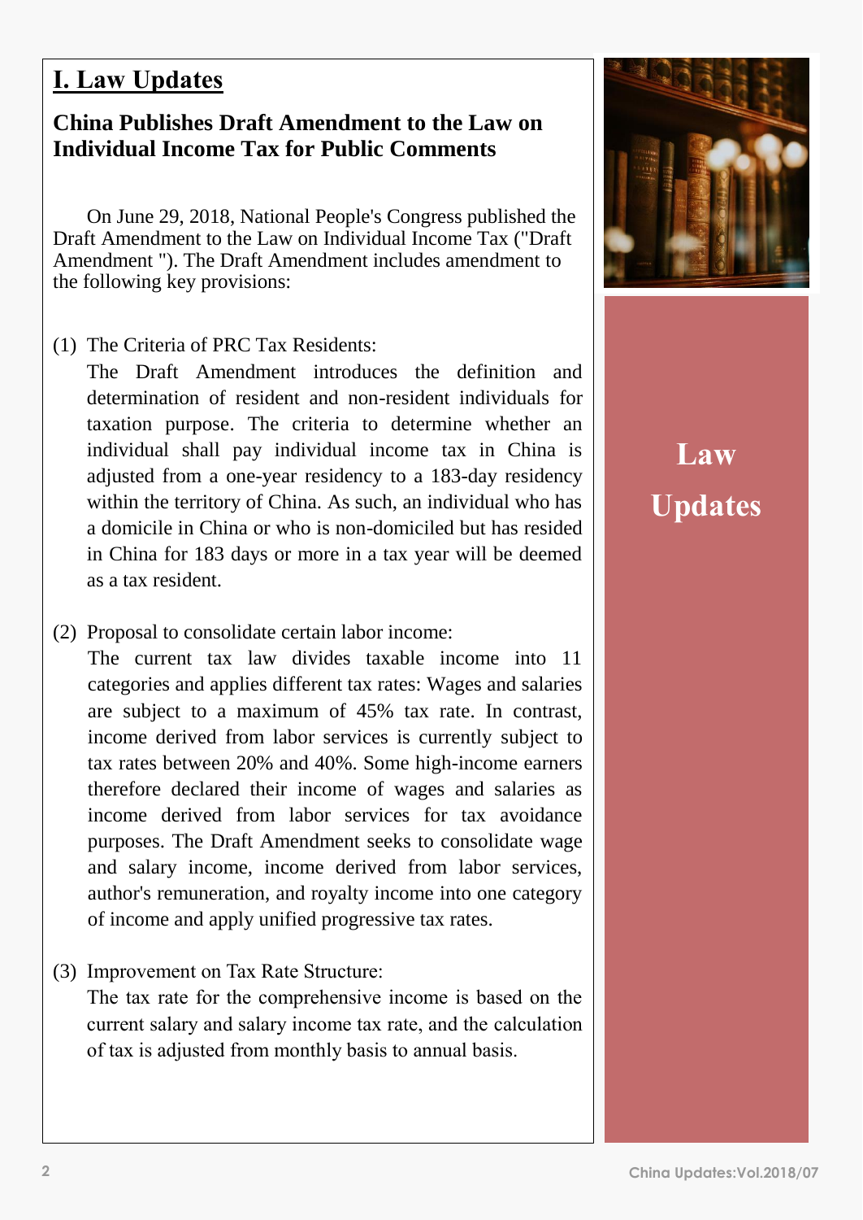# I. Law Updates

## China Publishes Draft Amendment to the Law on Individual Income Tax for Public Comments

On June 29, 2018, National People's Congress published the Draft Amendment to the Law on Individual Income Tax ("Draft Amendment "). The Draft Amendment includes amendment to the following key provisions:

(1) The Criteria of PRC Tax Residents:
The Draft Amendment introduces the definition and determination of resident and non-resident individuals for taxation purpose. The criteria to determine whether an individual shall pay individual income tax in China is adjusted from a one-year residency to a 183-day residency within the territory of China. As such, an individual who has a domicile in China or who is non-domiciled but has resided in China for 183 days or more in a tax year will be deemed as a tax resident.

(2) Proposal to consolidate certain labor income:
The current tax law divides taxable income into 11 categories and applies different tax rates: Wages and salaries are subject to a maximum of 45% tax rate. In contrast, income derived from labor services is currently subject to tax rates between 20% and 40%. Some high-income earners therefore declared their income of wages and salaries as income derived from labor services for tax avoidance purposes. The Draft Amendment seeks to consolidate wage and salary income, income derived from labor services, author's remuneration, and royalty income into one category of income and apply unified progressive tax rates.

(3) Improvement on Tax Rate Structure:
The tax rate for the comprehensive income is based on the current salary and salary income tax rate, and the calculation of tax is adjusted from monthly basis to annual basis.

Law Updates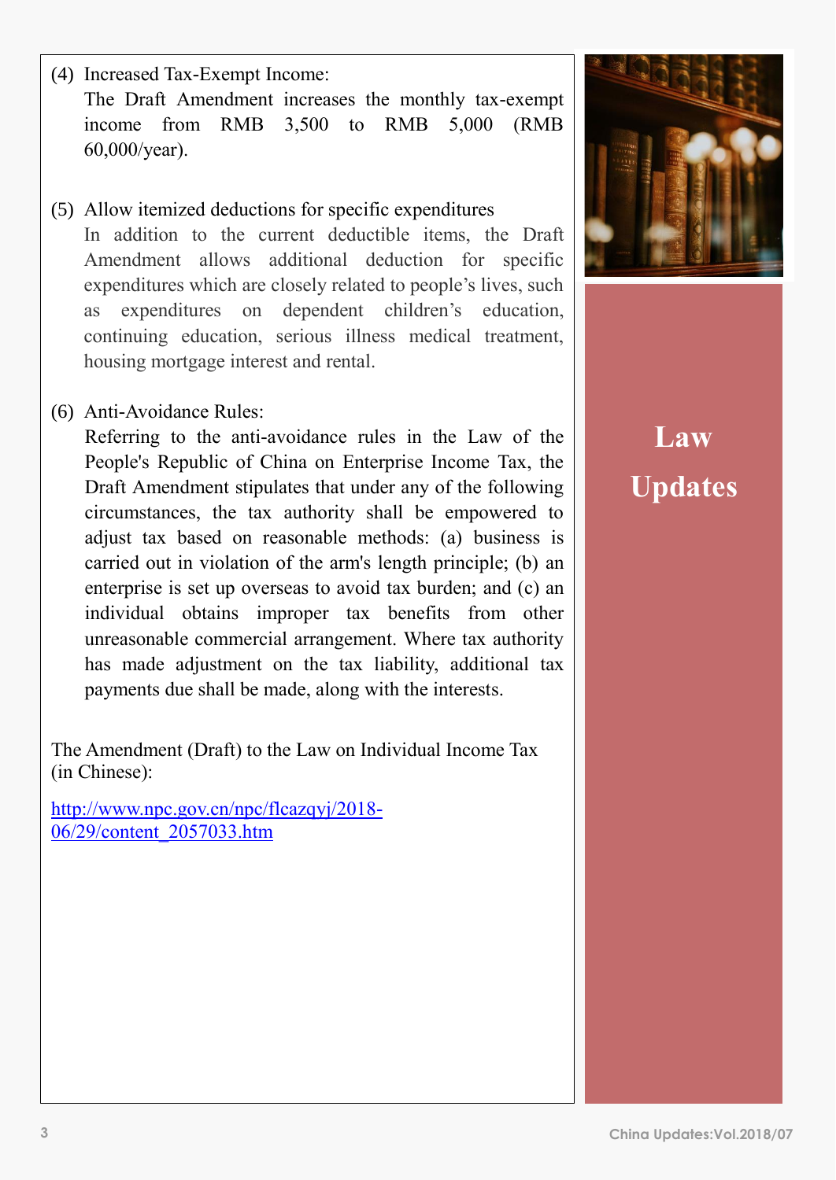(4) Increased Tax-Exempt Income:

The Draft Amendment increases the monthly tax-exempt income from RMB 3,500 to RMB 5,000 (RMB 60,000/year).

(5) Allow itemized deductions for specific expenditures

In addition to the current deductible items, the Draft Amendment allows additional deduction for specific expenditures which are closely related to people's lives, such as expenditures on dependent children's education, continuing education, serious illness medical treatment, housing mortgage interest and rental.

(6) Anti-Avoidance Rules:

Referring to the anti-avoidance rules in the Law of the People's Republic of China on Enterprise Income Tax, the Draft Amendment stipulates that under any of the following circumstances, the tax authority shall be empowered to adjust tax based on reasonable methods: (a) business is carried out in violation of the arm's length principle; (b) an enterprise is set up overseas to avoid tax burden; and (c) an individual obtains improper tax benefits from other unreasonable commercial arrangement. Where tax authority has made adjustment on the tax liability, additional tax payments due shall be made, along with the interests.

The Amendment (Draft) to the Law on Individual Income Tax (in Chinese):

http://www.npc.gov.cn/npc/flcazqyj/2018-06/29/content_2057033.htm

**Law Updates**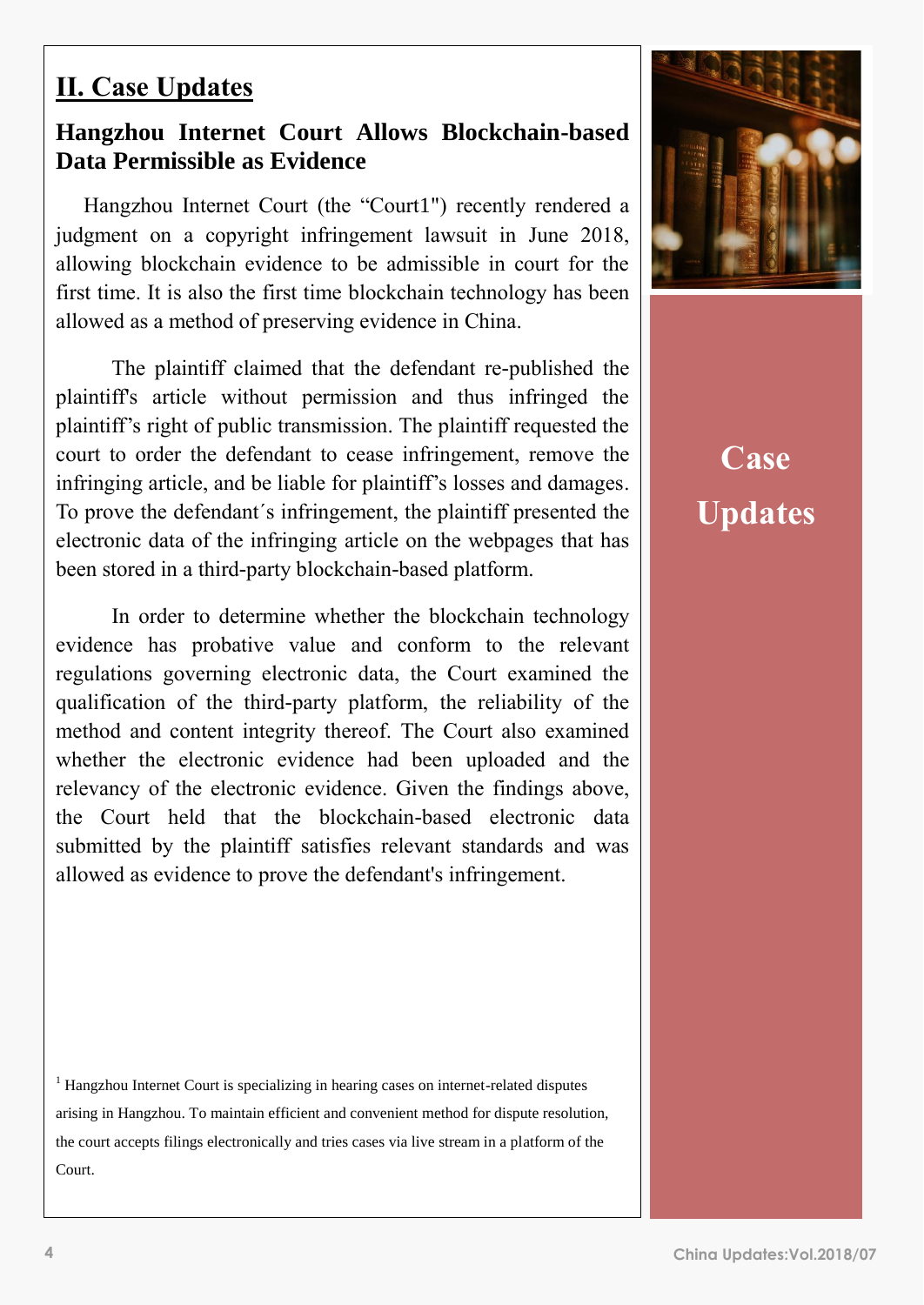## II. Case Updates

### Hangzhou Internet Court Allows Blockchain-based Data Permissible as Evidence

Hangzhou Internet Court (the "Court[1]") recently rendered a judgment on a copyright infringement lawsuit in June 2018, allowing blockchain evidence to be admissible in court for the first time. It is also the first time blockchain technology has been allowed as a method of preserving evidence in China.

The plaintiff claimed that the defendant re-published the plaintiff's article without permission and thus infringed the plaintiff's right of public transmission. The plaintiff requested the court to order the defendant to cease infringement, remove the infringing article, and be liable for plaintiff's losses and damages. To prove the defendant´s infringement, the plaintiff presented the electronic data of the infringing article on the webpages that has been stored in a third-party blockchain-based platform.

In order to determine whether the blockchain technology evidence has probative value and conform to the relevant regulations governing electronic data, the Court examined the qualification of the third-party platform, the reliability of the method and content integrity thereof. The Court also examined whether the electronic evidence had been uploaded and the relevancy of the electronic evidence. Given the findings above, the Court held that the blockchain-based electronic data submitted by the plaintiff satisfies relevant standards and was allowed as evidence to prove the defendant's infringement.

[1] Hangzhou Internet Court is specializing in hearing cases on internet-related disputes arising in Hangzhou. To maintain efficient and convenient method for dispute resolution, the court accepts filings electronically and tries cases via live stream in a platform of the Court.

**Case Updates**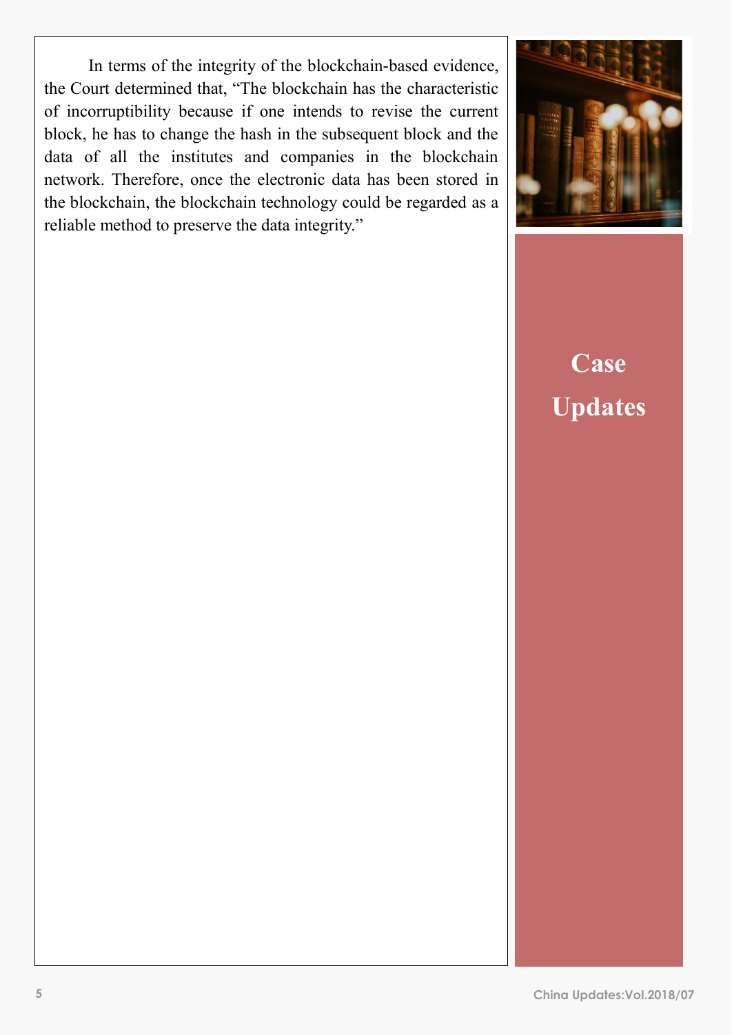In terms of the integrity of the blockchain-based evidence, the Court determined that, "The blockchain has the characteristic of incorruptibility because if one intends to revise the current block, he has to change the hash in the subsequent block and the data of all the institutes and companies in the blockchain network. Therefore, once the electronic data has been stored in the blockchain, the blockchain technology could be regarded as a reliable method to preserve the data integrity."

**Case Updates**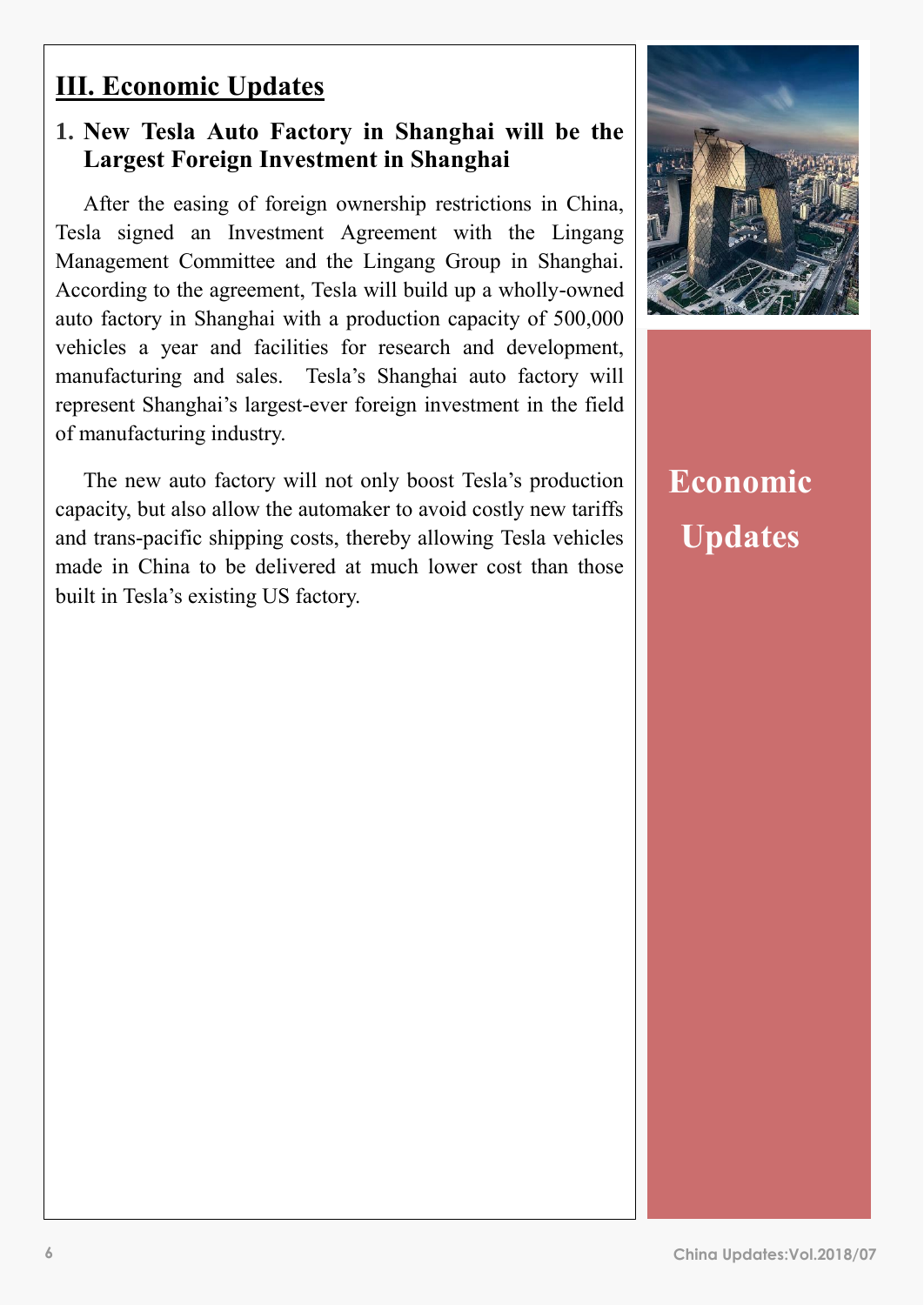# III. Economic Updates

## 1. New Tesla Auto Factory in Shanghai will be the Largest Foreign Investment in Shanghai

After the easing of foreign ownership restrictions in China, Tesla signed an Investment Agreement with the Lingang Management Committee and the Lingang Group in Shanghai. According to the agreement, Tesla will build up a wholly-owned auto factory in Shanghai with a production capacity of 500,000 vehicles a year and facilities for research and development, manufacturing and sales. Tesla's Shanghai auto factory will represent Shanghai's largest-ever foreign investment in the field of manufacturing industry.

The new auto factory will not only boost Tesla's production capacity, but also allow the automaker to avoid costly new tariffs and trans-pacific shipping costs, thereby allowing Tesla vehicles made in China to be delivered at much lower cost than those built in Tesla's existing US factory.

**Economic Updates**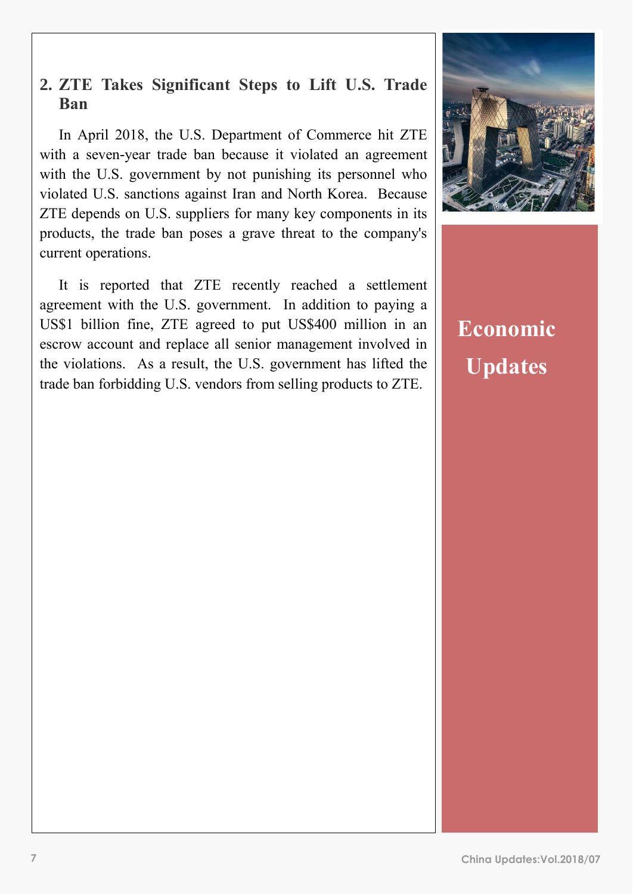## 2. ZTE Takes Significant Steps to Lift U.S. Trade Ban

In April 2018, the U.S. Department of Commerce hit ZTE with a seven-year trade ban because it violated an agreement with the U.S. government by not punishing its personnel who violated U.S. sanctions against Iran and North Korea. Because ZTE depends on U.S. suppliers for many key components in its products, the trade ban poses a grave threat to the company's current operations.

It is reported that ZTE recently reached a settlement agreement with the U.S. government. In addition to paying a US$1 billion fine, ZTE agreed to put US$400 million in an escrow account and replace all senior management involved in the violations. As a result, the U.S. government has lifted the trade ban forbidding U.S. vendors from selling products to ZTE.

**Economic Updates**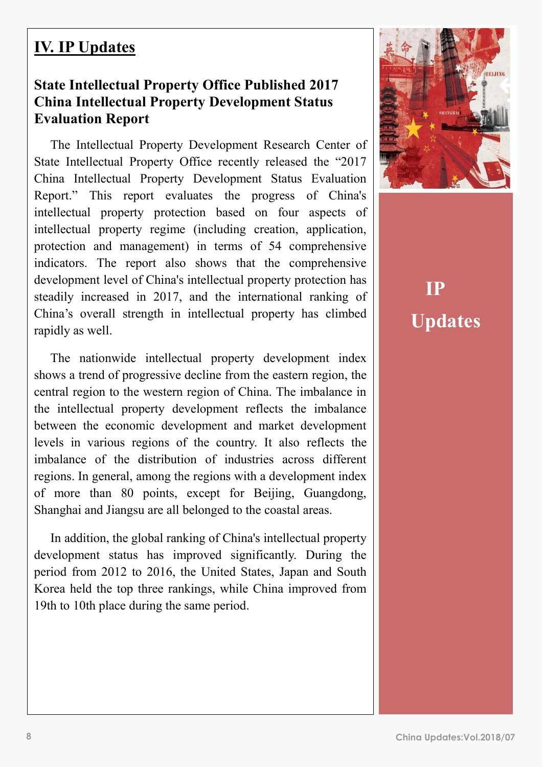# IV. IP Updates

## State Intellectual Property Office Published 2017 China Intellectual Property Development Status Evaluation Report

The Intellectual Property Development Research Center of State Intellectual Property Office recently released the "2017 China Intellectual Property Development Status Evaluation Report." This report evaluates the progress of China's intellectual property protection based on four aspects of intellectual property regime (including creation, application, protection and management) in terms of 54 comprehensive indicators. The report also shows that the comprehensive development level of China's intellectual property protection has steadily increased in 2017, and the international ranking of China's overall strength in intellectual property has climbed rapidly as well.

The nationwide intellectual property development index shows a trend of progressive decline from the eastern region, the central region to the western region of China. The imbalance in the intellectual property development reflects the imbalance between the economic development and market development levels in various regions of the country. It also reflects the imbalance of the distribution of industries across different regions. In general, among the regions with a development index of more than 80 points, except for Beijing, Guangdong, Shanghai and Jiangsu are all belonged to the coastal areas.

In addition, the global ranking of China's intellectual property development status has improved significantly. During the period from 2012 to 2016, the United States, Japan and South Korea held the top three rankings, while China improved from 19th to 10th place during the same period.

IP Updates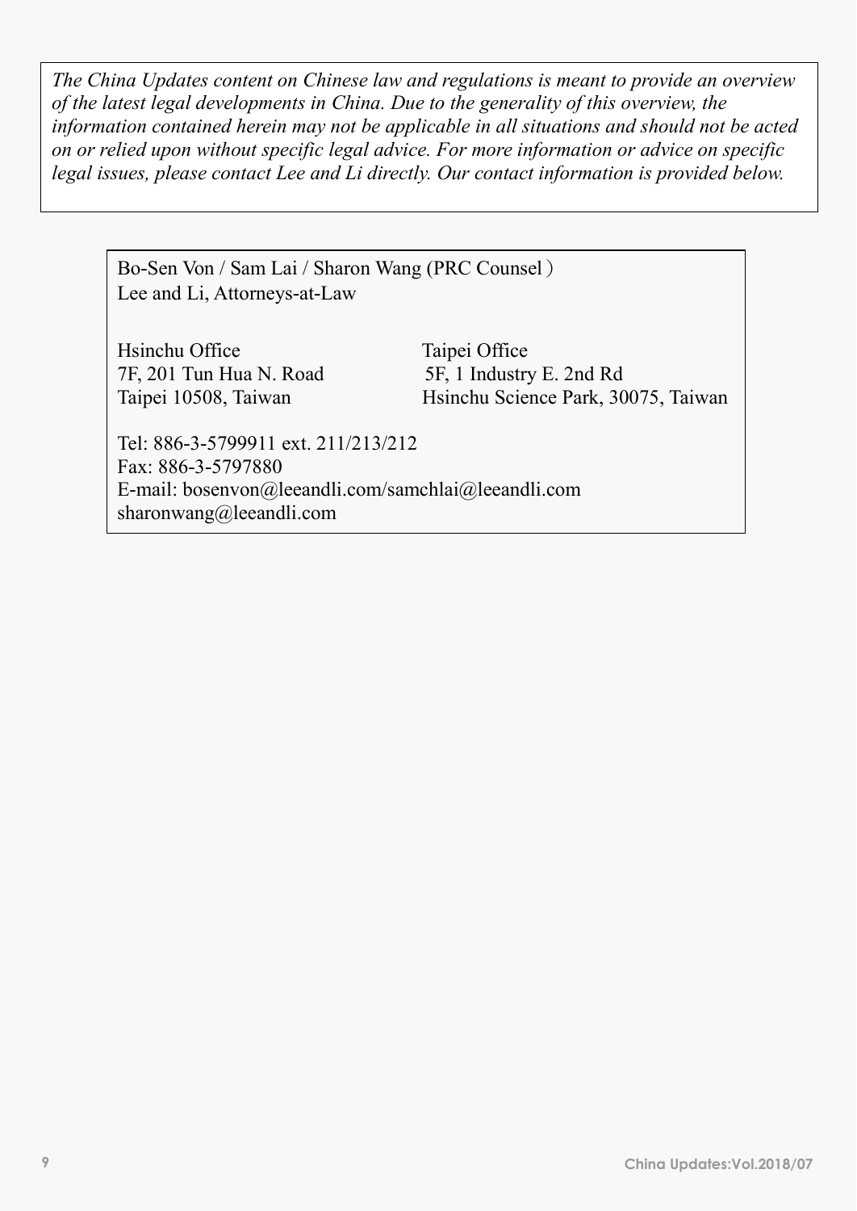*The China Updates content on Chinese law and regulations is meant to provide an overview of the latest legal developments in China. Due to the generality of this overview, the information contained herein may not be applicable in all situations and should not be acted on or relied upon without specific legal advice. For more information or advice on specific legal issues, please contact Lee and Li directly. Our contact information is provided below.*

Bo-Sen Von / Sam Lai / Sharon Wang (PRC Counsel )
Lee and Li, Attorneys-at-Law

| | |
|---|---|
| Hsinchu Office | Taipei Office |
| 7F, 201 Tun Hua N. Road | 5F, 1 Industry E. 2nd Rd |
| Taipei 10508, Taiwan | Hsinchu Science Park, 30075, Taiwan |

Tel: 886-3-5799911 ext. 211/213/212
Fax: 886-3-5797880
E-mail: bosenvon@leeandli.com/samchlai@leeandli.com
sharonwang@leeandli.com